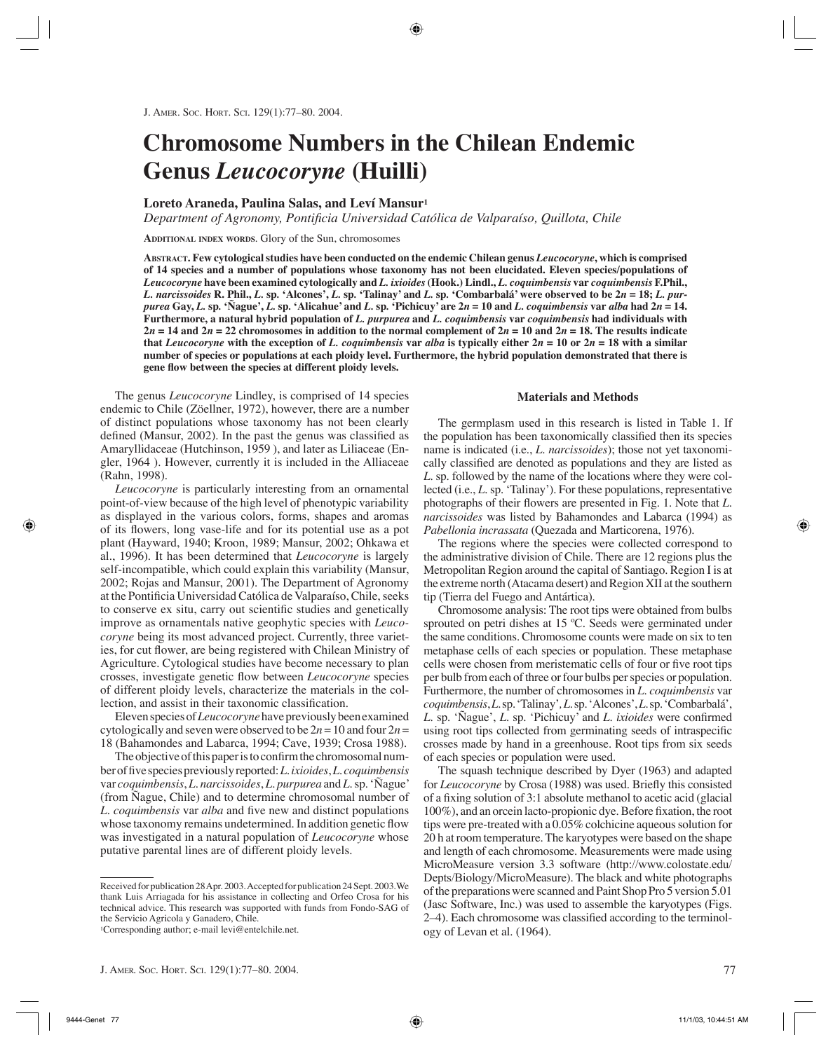# Chromosome Numbers in the Chilean Endemic Genus *Leucocoryne* (Huilli)

**Loreto Araneda, Paulina Salas, and Leví Mansur**[1]

*Department of Agronomy, Pontificia Universidad Católica de Valparaíso, Quillota, Chile*

ADDITIONAL INDEX WORDS. Glory of the Sun, chromosomes

**ABSTRACT. Few cytological studies have been conducted on the endemic Chilean genus *Leucocoryne*, which is comprised of 14 species and a number of populations whose taxonomy has not been elucidated. Eleven species/populations of *Leucocoryne* have been examined cytologically and *L. ixioides* (Hook.) Lindl., *L. coquimbensis* var *coquimbensis* F.Phil., *L. narcissoides* R. Phil., *L.* sp. 'Alcones', *L.* sp. 'Talinay' and *L.* sp. 'Combarbalá' were observed to be $2n = 18$; *L. purpurea* Gay, *L.* sp. 'Ñague', *L.* sp. 'Alicahue' and *L.* sp. 'Pichicuy' are $2n = 10$ and *L. coquimbensis* var *alba* had $2n = 14$. Furthermore, a natural hybrid population of *L. purpurea* and *L. coquimbensis* var *coquimbensis* had individuals with $2n = 14$ and $2n = 22$ chromosomes in addition to the normal complement of $2n = 10$ and $2n = 18$. The results indicate that *Leucocoryne* with the exception of *L. coquimbensis* var *alba* is typically either $2n = 10$ or $2n = 18$ with a similar number of species or populations at each ploidy level. Furthermore, the hybrid population demonstrated that there is gene flow between the species at different ploidy levels.**

The genus *Leucocoryne* Lindley, is comprised of 14 species endemic to Chile (Zöellner, 1972), however, there are a number of distinct populations whose taxonomy has not been clearly defined (Mansur, 2002). In the past the genus was classified as Amaryllidaceae (Hutchinson, 1959 ), and later as Liliaceae (Engler, 1964 ). However, currently it is included in the Alliaceae (Rahn, 1998).

*Leucocoryne* is particularly interesting from an ornamental point-of-view because of the high level of phenotypic variability as displayed in the various colors, forms, shapes and aromas of its flowers, long vase-life and for its potential use as a pot plant (Hayward, 1940; Kroon, 1989; Mansur, 2002; Ohkawa et al., 1996). It has been determined that *Leucocoryne* is largely self-incompatible, which could explain this variability (Mansur, 2002; Rojas and Mansur, 2001). The Department of Agronomy at the Pontificia Universidad Católica de Valparaíso, Chile, seeks to conserve ex situ, carry out scientific studies and genetically improve as ornamentals native geophytic species with *Leucocoryne* being its most advanced project. Currently, three varieties, for cut flower, are being registered with Chilean Ministry of Agriculture. Cytological studies have become necessary to plan crosses, investigate genetic flow between *Leucocoryne* species of different ploidy levels, characterize the materials in the collection, and assist in their taxonomic classification.

Eleven species of *Leucocoryne* have previously been examined cytologically and seven were observed to be $2n = 10$ and four $2n = 18$ (Bahamondes and Labarca, 1994; Cave, 1939; Crosa 1988).

The objective of this paper is to confirm the chromosomal number of five species previously reported: *L. ixioides*, *L. coquimbensis* var *coquimbensis*, *L. narcissoides*, *L. purpurea* and *L.* sp. 'Ñague' (from Ñague, Chile) and to determine chromosomal number of *L. coquimbensis* var *alba* and five new and distinct populations whose taxonomy remains undetermined. In addition genetic flow was investigated in a natural population of *Leucocoryne* whose putative parental lines are of different ploidy levels.

## Materials and Methods

The germplasm used in this research is listed in Table 1. If the population has been taxonomically classified then its species name is indicated (i.e., *L. narcissoides*); those not yet taxonomically classified are denoted as populations and they are listed as *L.* sp. followed by the name of the locations where they were collected (i.e., *L.* sp. 'Talinay'). For these populations, representative photographs of their flowers are presented in Fig. 1. Note that *L. narcissoides* was listed by Bahamondes and Labarca (1994) as *Pabellonia incrassata* (Quezada and Marticorena, 1976).

The regions where the species were collected correspond to the administrative division of Chile. There are 12 regions plus the Metropolitan Region around the capital of Santiago. Region I is at the extreme north (Atacama desert) and Region XII at the southern tip (Tierra del Fuego and Antártica).

Chromosome analysis: The root tips were obtained from bulbs sprouted on petri dishes at 15 ºC. Seeds were germinated under the same conditions. Chromosome counts were made on six to ten metaphase cells of each species or population. These metaphase cells were chosen from meristematic cells of four or five root tips per bulb from each of three or four bulbs per species or population. Furthermore, the number of chromosomes in *L. coquimbensis* var *coquimbensis*, *L.* sp. 'Talinay', *L.* sp. 'Alcones', *L.* sp. 'Combarbalá', *L.* sp. 'Ñague', *L.* sp. 'Pichicuy' and *L. ixioides* were confirmed using root tips collected from germinating seeds of intraspecific crosses made by hand in a greenhouse. Root tips from six seeds of each species or population were used.

The squash technique described by Dyer (1963) and adapted for *Leucocoryne* by Crosa (1988) was used. Briefly this consisted of a fixing solution of 3:1 absolute methanol to acetic acid (glacial 100%), and an orcein lacto-propionic dye. Before fixation, the root tips were pre-treated with a 0.05% colchicine aqueous solution for 20 h at room temperature. The karyotypes were based on the shape and length of each chromosome. Measurements were made using MicroMeasure version 3.3 software (http://www.colostate.edu/Depts/Biology/MicroMeasure). The black and white photographs of the preparations were scanned and Paint Shop Pro 5 version 5.01 (Jasc Software, Inc.) was used to assemble the karyotypes (Figs. 2–4). Each chromosome was classified according to the terminology of Levan et al. (1964).

---

Received for publication 28 Apr. 2003. Accepted for publication 24 Sept. 2003. We thank Luis Arriagada for his assistance in collecting and Orfeo Crosa for his technical advice. This research was supported with funds from Fondo-SAG of the Servicio Agricola y Ganadero, Chile.

[1]Corresponding author; e-mail levi@entelchile.net.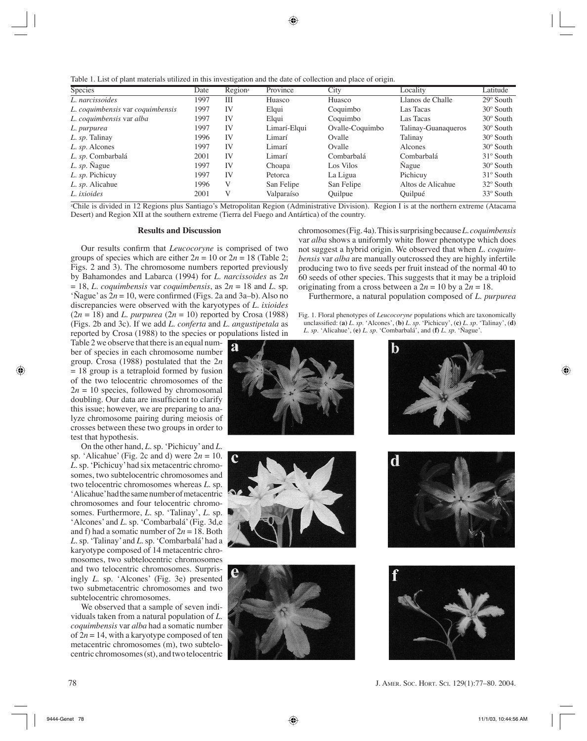Table 1. List of plant materials utilized in this investigation and the date of collection and place of origin.

| Species | Date | Region[z] | Province | City | Locality | Latitude |
|---|---|---|---|---|---|---|
| *L. narcissoides* | 1997 | III | Huasco | Huasco | Llanos de Challe | 29° South |
| *L. coquimbensis* var *coquimbensis* | 1997 | IV | Elqui | Coquimbo | Las Tacas | 30° South |
| *L. coquimbensis* var *alba* | 1997 | IV | Elqui | Coquimbo | Las Tacas | 30° South |
| *L. purpurea* | 1997 | IV | Limarí-Elqui | Ovalle-Coquimbo | Talinay-Guanaqueros | 30° South |
| *L. sp*. Talinay | 1996 | IV | Limarí | Ovalle | Talinay | 30° South |
| *L. sp*. Alcones | 1997 | IV | Limarí | Ovalle | Alcones | 30° South |
| *L. sp*. Combarbalá | 2001 | IV | Limarí | Combarbalá | Combarbalá | 31° South |
| *L. sp*. Ñague | 1997 | IV | Choapa | Los Vilos | Ñague | 30° South |
| *L. sp*. Pichicuy | 1997 | IV | Petorca | La Ligua | Pichicuy | 31° South |
| *L. sp*. Alicahue | 1996 | V | San Felipe | San Felipe | Altos de Alicahue | 32° South |
| *L. ixioides* | 2001 | V | Valparaíso | Quilpue | Quilpué | 33° South |

[z]Chile is divided in 12 Regions plus Santiago's Metropolitan Region (Administrative Division). Region I is at the northern extreme (Atacama Desert) and Region XII at the southern extreme (Tierra del Fuego and Antártica) of the country.

## Results and Discussion

Our results confirm that *Leucocoryne* is comprised of two groups of species which are either $2n = 10$ or $2n = 18$ (Table 2; Figs. 2 and 3). The chromosome numbers reported previously by Bahamondes and Labarca (1994) for *L. narcissoides* as $2n = 18$, *L. coquimbensis* var *coquimbensis*, as $2n = 18$ and *L.* sp. 'Ñague' as $2n = 10$, were confirmed (Figs. 2a and 3a–b). Also no discrepancies were observed with the karyotypes of *L. ixioides* ($2n = 18$) and *L. purpurea* ($2n = 10$) reported by Crosa (1988) (Figs. 2b and 3c). If we add *L. conferta* and *L. angustipetala* as reported by Crosa (1988) to the species or populations listed in Table 2 we observe that there is an equal number of species in each chromosome number group. Crosa (1988) postulated that the $2n = 18$ group is a tetraploid formed by fusion of the two telocentric chromosomes of the $2n = 10$ species, followed by chromosomal doubling. Our data are insufficient to clarify this issue; however, we are preparing to analyze chromosome pairing during meiosis of crosses between these two groups in order to test that hypothesis.

On the other hand, *L.* sp. 'Pichicuy' and *L.* sp. 'Alicahue' (Fig. 2c and d) were $2n = 10$. *L.* sp. 'Pichicuy' had six metacentric chromosomes, two subtelocentric chromosomes and two telocentric chromosomes whereas *L.* sp. 'Alicahue' had the same number of metacentric chromosomes and four telocentric chromosomes. Furthermore, *L.* sp. 'Talinay', *L.* sp. 'Alcones' and *L.* sp. 'Combarbalá' (Fig. 3d,e and f) had a somatic number of $2n = 18$. Both *L.* sp. 'Talinay' and *L.* sp. 'Combarbalá' had a karyotype composed of 14 metacentric chromosomes, two subtelocentric chromosomes and two telocentric chromosomes. Surprisingly *L.* sp. 'Alcones' (Fig. 3e) presented two submetacentric chromosomes and two subtelocentric chromosomes.

We observed that a sample of seven individuals taken from a natural population of *L. coquimbensis* var *alba* had a somatic number of $2n = 14$, with a karyotype composed of ten metacentric chromosomes (m), two subtelocentric chromosomes (st), and two telocentric chromosomes (Fig. 4a). This is surprising because *L. coquimbensis* var *alba* shows a uniformly white flower phenotype which does not suggest a hybrid origin. We observed that when *L. coquimbensis* var *alba* are manually outcrossed they are highly infertile producing two to five seeds per fruit instead of the normal 40 to 60 seeds of other species. This suggests that it may be a triploid originating from a cross between a $2n = 10$ by a $2n = 18$.

Furthermore, a natural population composed of *L. purpurea*

Fig. 1. Floral phenotypes of *Leucocoryne* populations which are taxonomically unclassified: **(a)** *L. sp.* 'Alcones', **(b)** *L. sp.* 'Pichicuy', **(c)** *L. sp.* 'Talinay', **(d)** *L. sp.* 'Alicahue', **(e)** *L. sp.* 'Combarbalá', and **(f)** *L. sp.* 'Ñague'.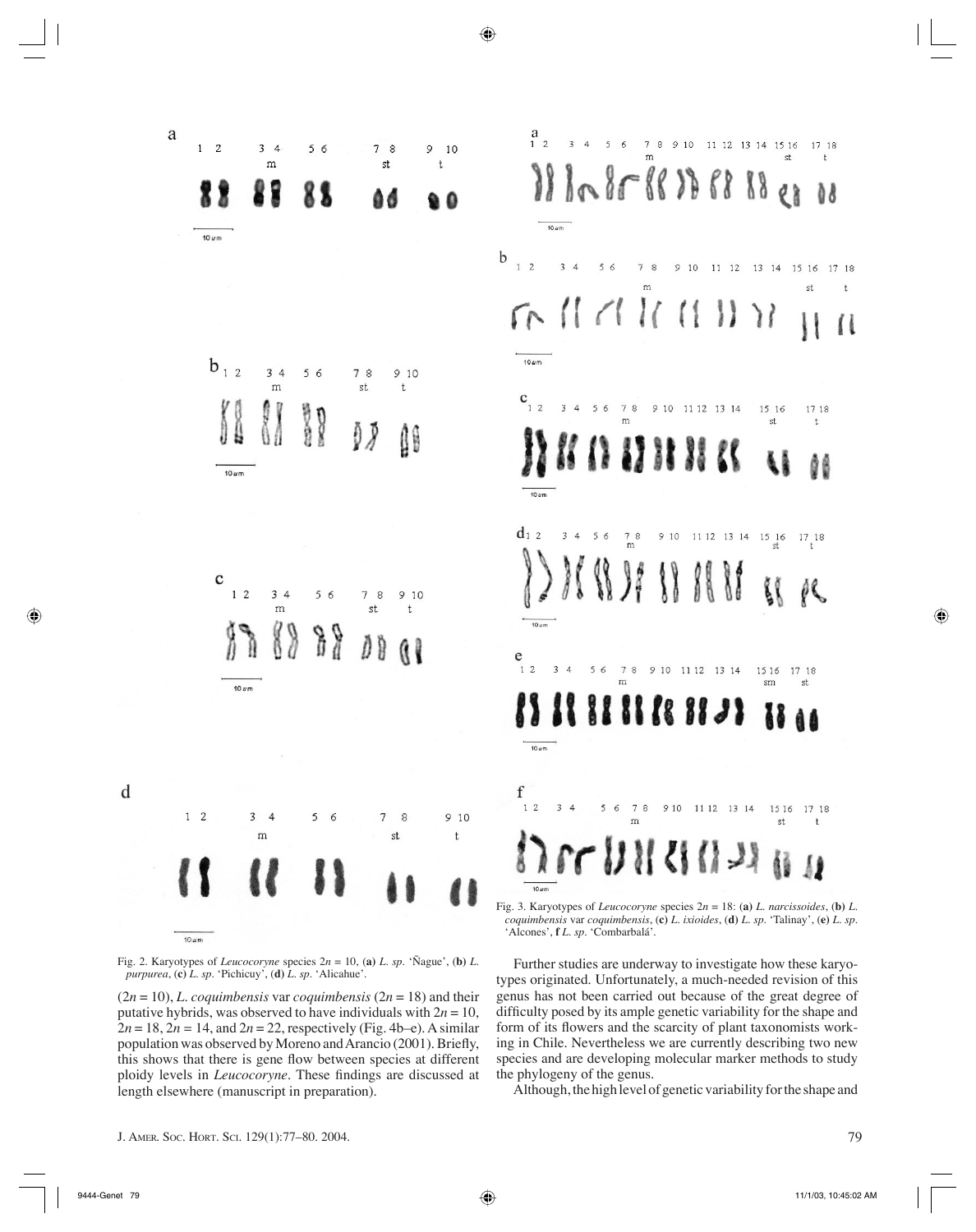Fig. 2. Karyotypes of *Leucocoryne* species $2n = 10$, (**a**) *L. sp.* 'Ñague', (**b**) *L. purpurea*, (**c**) *L. sp.* 'Pichicuy', (**d**) *L. sp.* 'Alicahue'.

Fig. 3. Karyotypes of *Leucocoryne* species $2n = 18$: (**a**) *L. narcissoides*, (**b**) *L. coquimbensis* var *coquimbensis*, (**c**) *L. ixioides*, (**d**) *L. sp.* 'Talinay', (**e**) *L. sp.* 'Alcones', **f** *L. sp.* 'Combarbalá'.

($2n = 10$), *L. coquimbensis* var *coquimbensis* ($2n = 18$) and their putative hybrids, was observed to have individuals with $2n = 10$, $2n = 18$, $2n = 14$, and $2n = 22$, respectively (Fig. 4b–e). A similar population was observed by Moreno and Arancio (2001). Briefly, this shows that there is gene flow between species at different ploidy levels in *Leucocoryne*. These findings are discussed at length elsewhere (manuscript in preparation).

Further studies are underway to investigate how these karyotypes originated. Unfortunately, a much-needed revision of this genus has not been carried out because of the great degree of difficulty posed by its ample genetic variability for the shape and form of its flowers and the scarcity of plant taxonomists working in Chile. Nevertheless we are currently describing two new species and are developing molecular marker methods to study the phylogeny of the genus.

Although, the high level of genetic variability for the shape and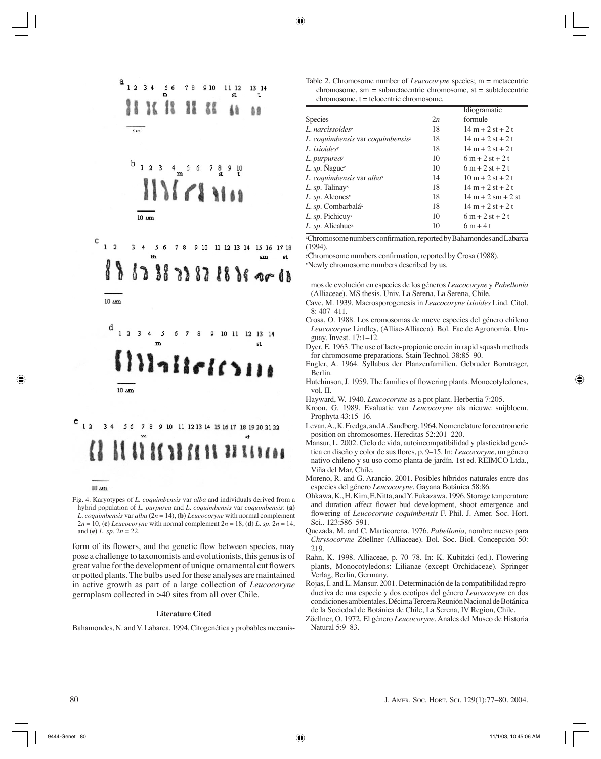a
1 2 3 4 5 6 7 8 9 10 11 12 13 14
m st t

b
1 2 3 4 5 6 7 8 9 10
m st t

10 μm

c
1 2 3 4 5 6 7 8 9 10 11 12 13 14 15 16 17 18
m sm st

10 μm

d
1 2 3 4 5 6 7 8 9 10 11 12 13 14
m st

10 μm

e
1 2 3 4 5 6 7 8 9 10 11 12 13 14 15 16 17 18 19 20 21 22
m st

10 μm

Fig. 4. Karyotypes of *L. coquimbensis* var *alba* and individuals derived from a hybrid population of *L. purpurea* and *L. coquimbensis* var *coquimbensis*: (**a**) *L. coquimbensis* var *alba* ($2n = 14$), (**b**) *Leucocoryne* with normal complement $2n = 10$, (**c**) *Leucocoryne* with normal complement $2n = 18$, (**d**) *L. sp.* $2n = 14$, and (**e**) *L. sp.* $2n = 22$.

form of its flowers, and the genetic flow between species, may pose a challenge to taxonomists and evolutionists, this genus is of great value for the development of unique ornamental cut flowers or potted plants. The bulbs used for these analyses are maintained in active growth as part of a large collection of *Leucocoryne* germplasm collected in >40 sites from all over Chile.

Table 2. Chromosome number of *Leucocoryne* species; m = metacentric chromosome, sm = submetacentric chromosome, st = subtelocentric chromosome, t = telocentric chromosome.

| Species | 2n | Idiogramatic formule |
|---|---|---|
| *L. narcissoides*[z] | 18 | 14 m + 2 st + 2 t |
| *L. coquimbensis* var *coquimbensis*[z] | 18 | 14 m + 2 st + 2 t |
| *L. ixioides*[y] | 18 | 14 m + 2 st + 2 t |
| *L. purpurea*[y] | 10 | 6 m + 2 st + 2 t |
| *L. sp.* Ñague[z] | 10 | 6 m + 2 st + 2 t |
| *L. coquimbensis* var *alba*[x] | 14 | 10 m + 2 st + 2 t |
| *L. sp.* Talinay[x] | 18 | 14 m + 2 st + 2 t |
| *L. sp.* Alcones[x] | 18 | 14 m + 2 sm + 2 st |
| *L. sp.* Combarbalá[x] | 18 | 14 m + 2 st + 2 t |
| *L. sp.* Pichicuy[x] | 10 | 6 m + 2 st + 2 t |
| *L. sp.* Alicahue[x] | 10 | 6 m + 4 t |

[z]Chromosome numbers confirmation, reported by Bahamondes and Labarca (1994).
[y]Chromosome numbers confirmation, reported by Crosa (1988).
[x]Newly chromosome numbers described by us.

## Literature Cited

Bahamondes, N. and V. Labarca. 1994. Citogenética y probables mecanismos de evolución en especies de los géneros *Leucocoryne* y *Pabellonia* (Alliaceae). MS thesis. Univ. La Serena, La Serena, Chile.

Cave, M. 1939. Macrosporogenesis in *Leucocoryne ixioides* Lind. Citol. 8: 407–411.

Crosa, O. 1988. Los cromosomas de nueve especies del género chileno *Leucocoryne* Lindley, (Alliae-Alliacea). Bol. Fac.de Agronomía. Uruguay. Invest. 17:1–12.

Dyer, E. 1963. The use of lacto-propionic orcein in rapid squash methods for chromosome preparations. Stain Technol. 38:85–90.

Engler, A. 1964. Syllabus der Planzenfamilien. Gebruder Borntrager, Berlin.

Hutchinson, J. 1959. The families of flowering plants. Monocotyledones, vol. II.

Hayward, W. 1940. *Leucocoryne* as a pot plant. Herbertia 7:205.

Kroon, G. 1989. Evaluatie van *Leucocoryne* als nieuwe snijbloem. Prophyta 43:15–16.

Levan, A., K. Fredga, and A. Sandberg. 1964. Nomenclature for centromeric position on chromosomes. Hereditas 52:201–220.

Mansur, L. 2002. Ciclo de vida, autoincompatibilidad y plasticidad genética en diseño y color de sus flores, p. 9–15. In: *Leucocoryne*, un género nativo chileno y su uso como planta de jardín. 1st ed. REIMCO Ltda., Viña del Mar, Chile.

Moreno, R. and G. Arancio. 2001. Posibles híbridos naturales entre dos especies del género *Leucocoryne*. Gayana Botánica 58:86.

Ohkawa, K., H. Kim, E. Nitta, and Y. Fukazawa. 1996. Storage temperature and duration affect flower bud development, shoot emergence and flowering of *Leucocoryne coquimbensis* F. Phil. J. Amer. Soc. Hort. Sci.. 123:586–591.

Quezada, M. and C. Marticorena. 1976. *Pabellonia*, nombre nuevo para *Chrysocoryne* Zöellner (Alliaceae). Bol. Soc. Biol. Concepción 50: 219.

Rahn, K. 1998. Alliaceae, p. 70–78. In: K. Kubitzki (ed.). Flowering plants, Monocotyledons: Lilianae (except Orchidaceae). Springer Verlag, Berlin, Germany.

Rojas, I. and L. Mansur. 2001. Determinación de la compatibilidad reproductiva de una especie y dos ecotipos del género *Leucocoryne* en dos condiciones ambientales. Décima Tercera Reunión Nacional de Botánica de la Sociedad de Botánica de Chile, La Serena, IV Region, Chile.

Zöellner, O. 1972. El género *Leucocoryne*. Anales del Museo de Historia Natural 5:9–83.